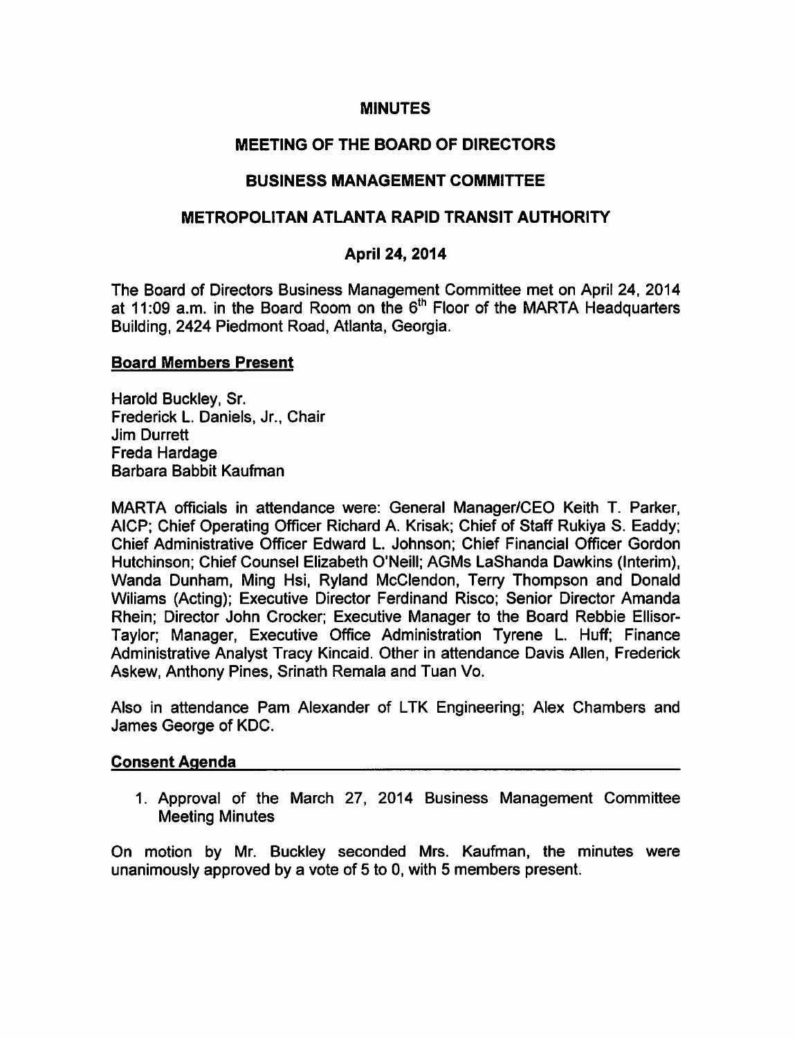# MINUTES

## MEETING OF THE BOARD OF DIRECTORS

## BUSINESS MANAGEMENT COMMITTEE

## METROPOLITAN ATLANTA RAPID TRANSIT AUTHORITY

### April 24, 2014

The Board of Directors Business Management Committee met on April 24, 2014 at 11:09 a.m. in the Board Room on the 6th Floor of the MARTA Headquarters Building, 2424 Piedmont Road, Atlanta, Georgia.

**Board Members Present**

Harold Buckley, Sr.
Frederick L. Daniels, Jr., Chair
Jim Durrett
Freda Hardage
Barbara Babbit Kaufman

MARTA officials in attendance were: General Manager/CEO Keith T. Parker, AICP; Chief Operating Officer Richard A. Krisak; Chief of Staff Rukiya S. Eaddy; Chief Administrative Officer Edward L. Johnson; Chief Financial Officer Gordon Hutchinson; Chief Counsel Elizabeth O'Neill; AGMs LaShanda Dawkins (Interim), Wanda Dunham, Ming Hsi, Ryland McClendon, Terry Thompson and Donald Wiliams (Acting); Executive Director Ferdinand Risco; Senior Director Amanda Rhein; Director John Crocker; Executive Manager to the Board Rebbie Ellisor-Taylor; Manager, Executive Office Administration Tyrene L. Huff; Finance Administrative Analyst Tracy Kincaid. Other in attendance Davis Allen, Frederick Askew, Anthony Pines, Srinath Remala and Tuan Vo.

Also in attendance Pam Alexander of LTK Engineering; Alex Chambers and James George of KDC.

**Consent Agenda**

1. Approval of the March 27, 2014 Business Management Committee Meeting Minutes

On motion by Mr. Buckley seconded Mrs. Kaufman, the minutes were unanimously approved by a vote of 5 to 0, with 5 members present.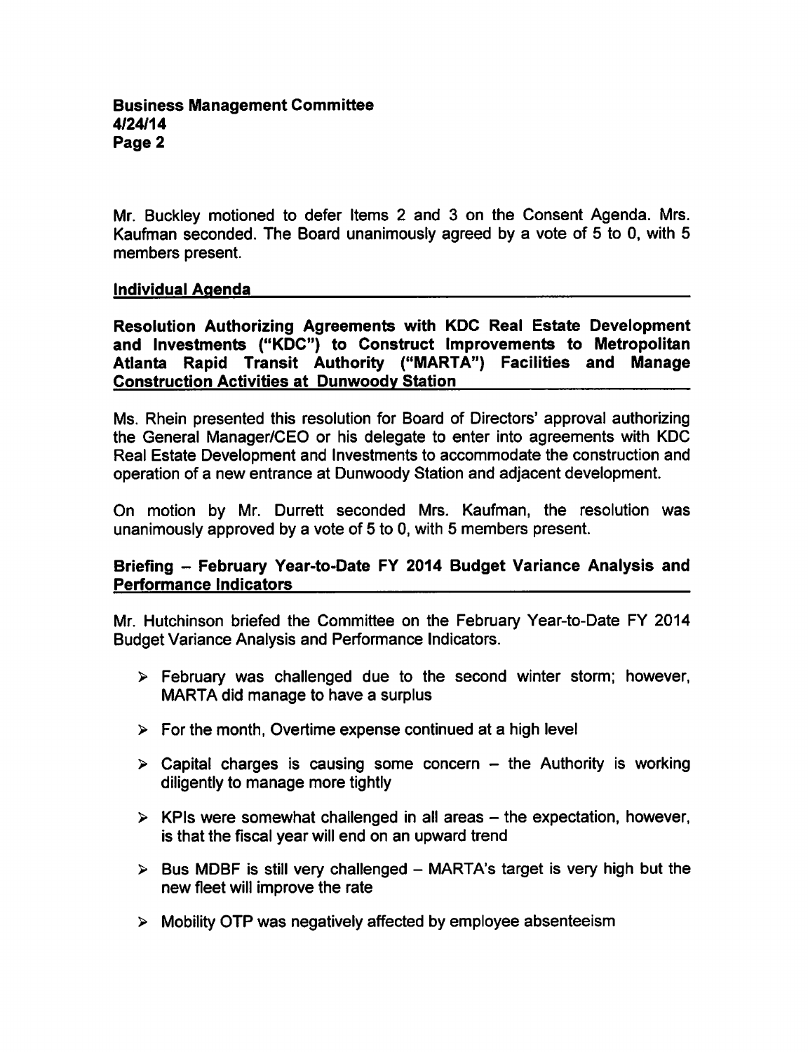Mr. Buckley motioned to defer Items 2 and 3 on the Consent Agenda. Mrs. Kaufman seconded. The Board unanimously agreed by a vote of 5 to 0, with 5 members present.

## Individual Agenda

### Resolution Authorizing Agreements with KDC Real Estate Development and Investments ("KDC") to Construct Improvements to Metropolitan Atlanta Rapid Transit Authority ("MARTA") Facilities and Manage Construction Activities at Dunwoody Station

Ms. Rhein presented this resolution for Board of Directors' approval authorizing the General Manager/CEO or his delegate to enter into agreements with KDC Real Estate Development and Investments to accommodate the construction and operation of a new entrance at Dunwoody Station and adjacent development.

On motion by Mr. Durrett seconded Mrs. Kaufman, the resolution was unanimously approved by a vote of 5 to 0, with 5 members present.

### Briefing – February Year-to-Date FY 2014 Budget Variance Analysis and Performance Indicators

Mr. Hutchinson briefed the Committee on the February Year-to-Date FY 2014 Budget Variance Analysis and Performance Indicators.

- February was challenged due to the second winter storm; however, MARTA did manage to have a surplus
- For the month, Overtime expense continued at a high level
- Capital charges is causing some concern – the Authority is working diligently to manage more tightly
- KPIs were somewhat challenged in all areas – the expectation, however, is that the fiscal year will end on an upward trend
- Bus MDBF is still very challenged – MARTA's target is very high but the new fleet will improve the rate
- Mobility OTP was negatively affected by employee absenteeism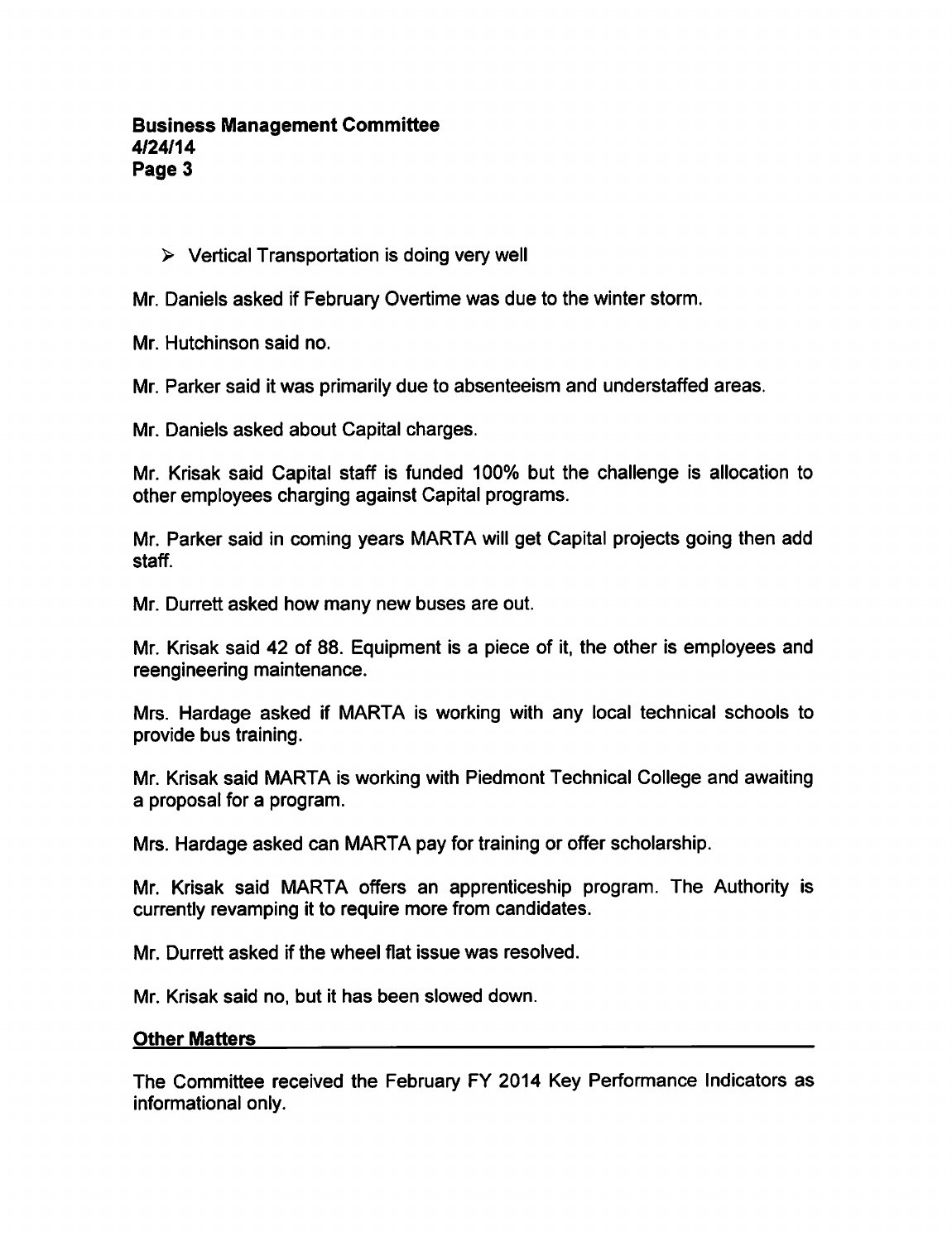- Vertical Transportation is doing very well

Mr. Daniels asked if February Overtime was due to the winter storm.

Mr. Hutchinson said no.

Mr. Parker said it was primarily due to absenteeism and understaffed areas.

Mr. Daniels asked about Capital charges.

Mr. Krisak said Capital staff is funded 100% but the challenge is allocation to other employees charging against Capital programs.

Mr. Parker said in coming years MARTA will get Capital projects going then add staff.

Mr. Durrett asked how many new buses are out.

Mr. Krisak said 42 of 88. Equipment is a piece of it, the other is employees and reengineering maintenance.

Mrs. Hardage asked if MARTA is working with any local technical schools to provide bus training.

Mr. Krisak said MARTA is working with Piedmont Technical College and awaiting a proposal for a program.

Mrs. Hardage asked can MARTA pay for training or offer scholarship.

Mr. Krisak said MARTA offers an apprenticeship program. The Authority is currently revamping it to require more from candidates.

Mr. Durrett asked if the wheel flat issue was resolved.

Mr. Krisak said no, but it has been slowed down.

## Other Matters

The Committee received the February FY 2014 Key Performance Indicators as informational only.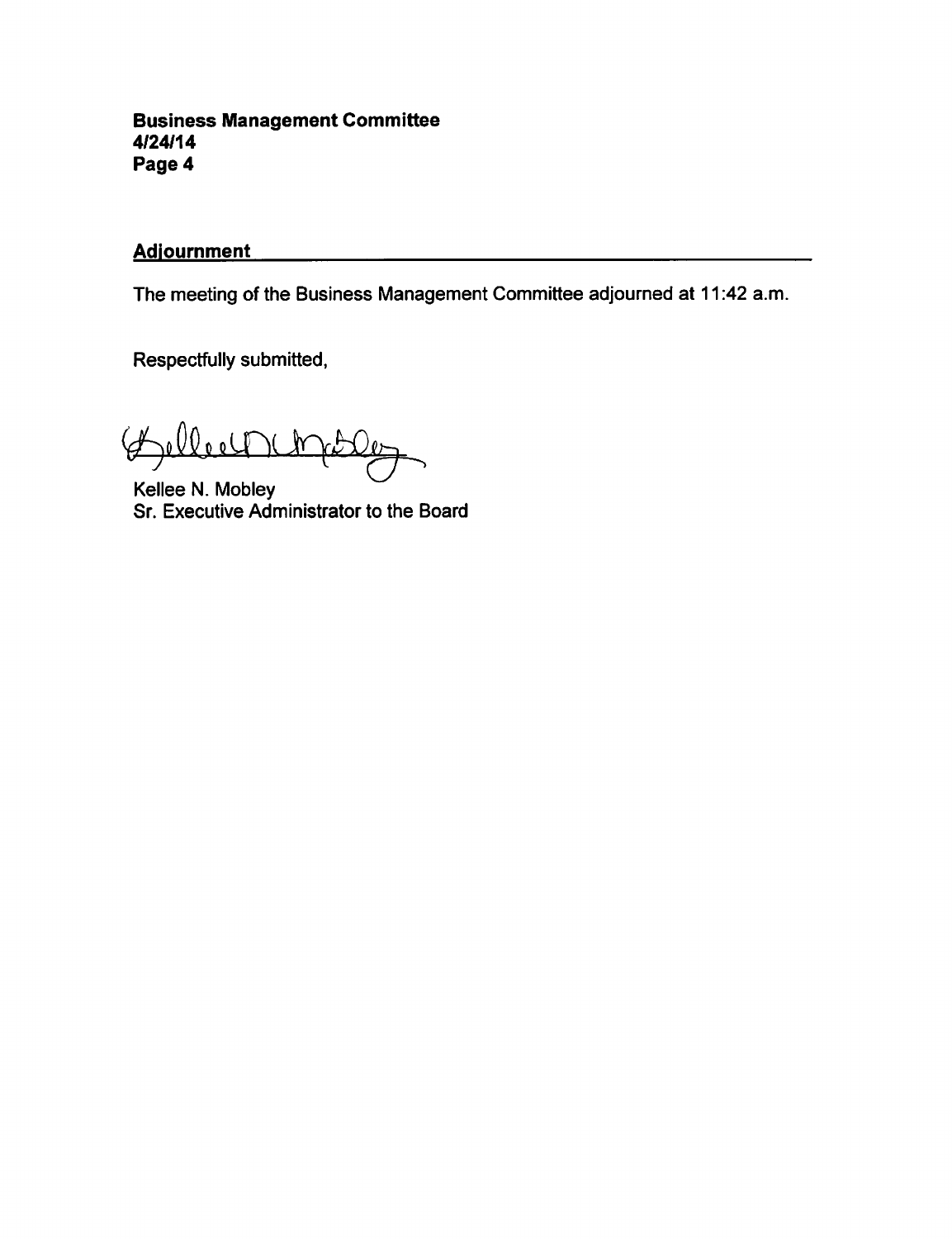## Adjournment

The meeting of the Business Management Committee adjourned at 11:42 a.m.

Respectfully submitted,

Kellee N. Mobley
Sr. Executive Administrator to the Board